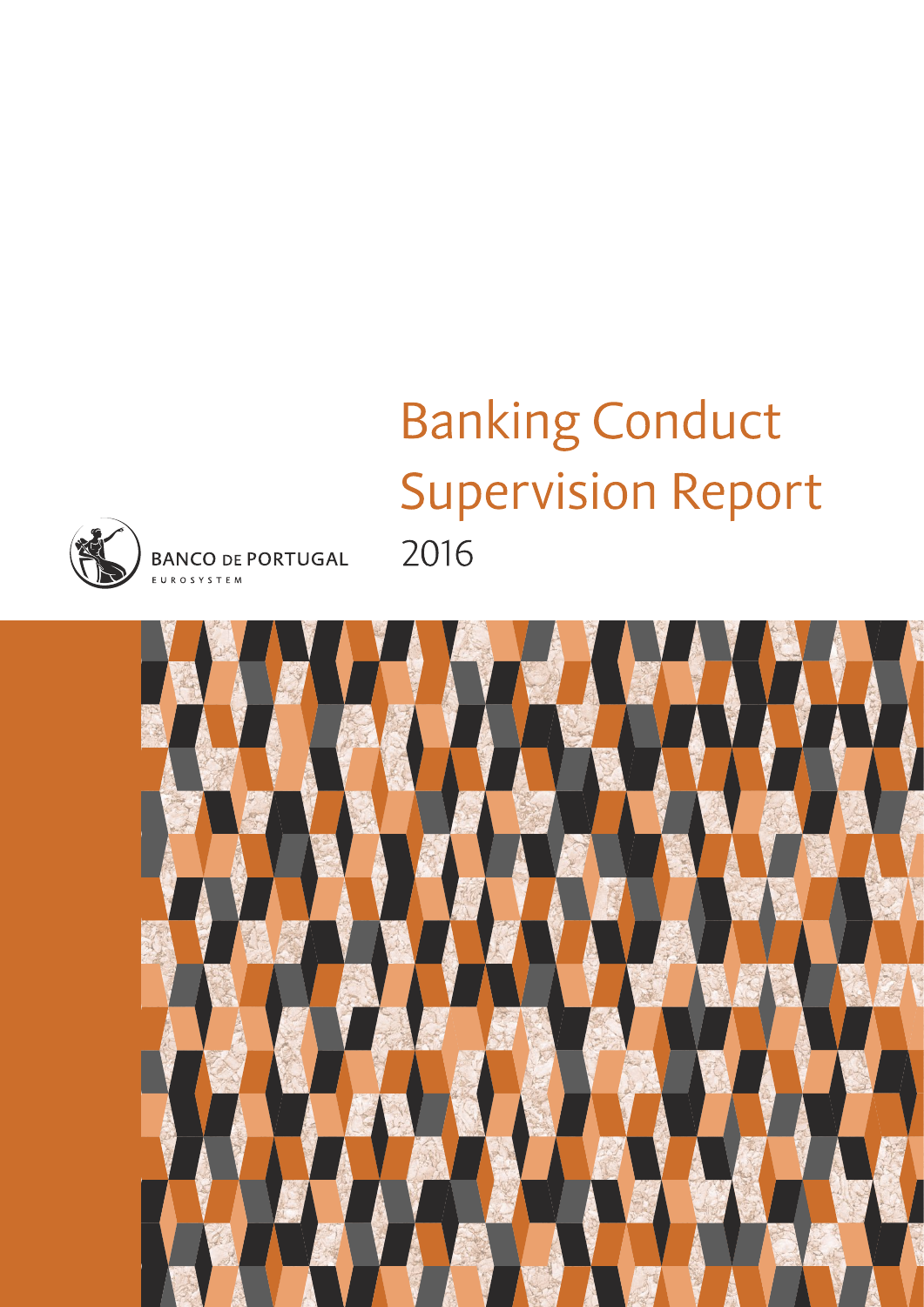# Banking Conduct Supervision Report

2016

BANCO DE PORTUGAL

EUROSYSTEM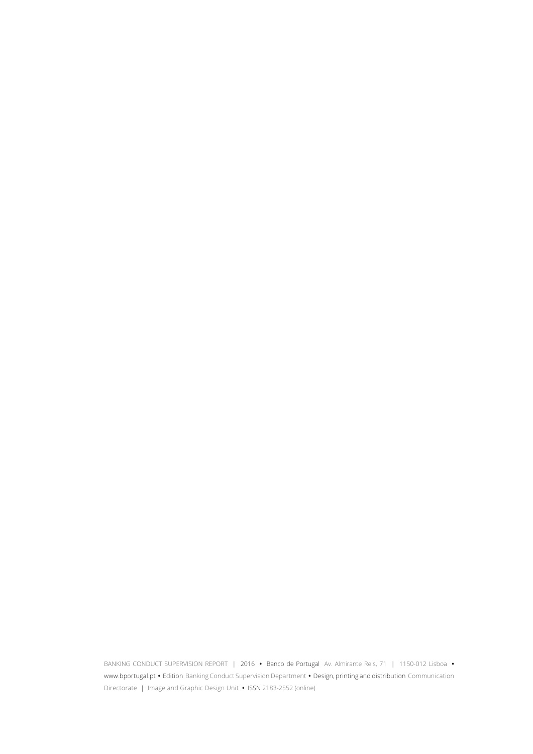BANKING CONDUCT SUPERVISION REPORT | 2016 • Banco de Portugal Av. Almirante Reis, 71 | 1150-012 Lisboa • www.bportugal.pt • Edition Banking Conduct Supervision Department • Design, printing and distribution Communication Directorate | Image and Graphic Design Unit • ISSN 2183-2552 (online)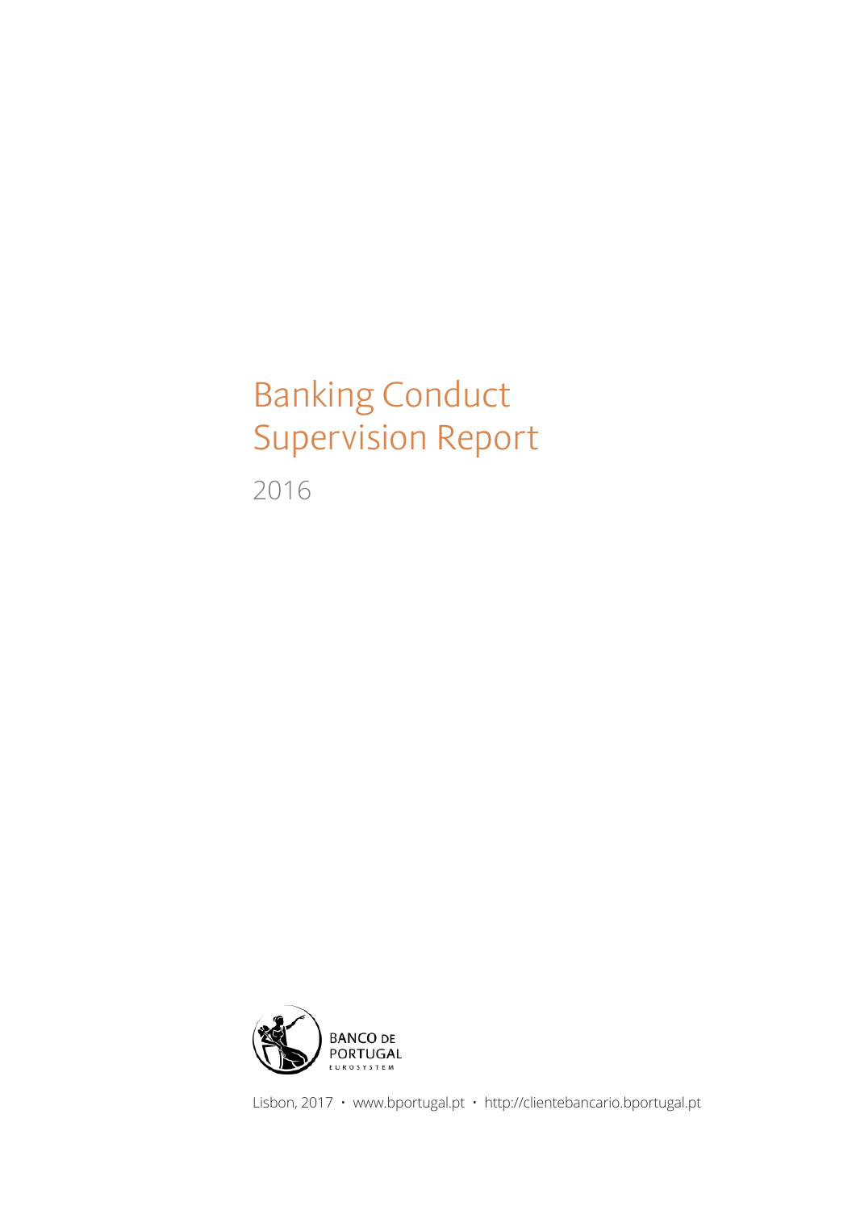# Banking Conduct Supervision Report

2016

BANCO DE PORTUGAL
EUROSYSTEM

Lisbon, 2017 • www.bportugal.pt • http://clientebancario.bportugal.pt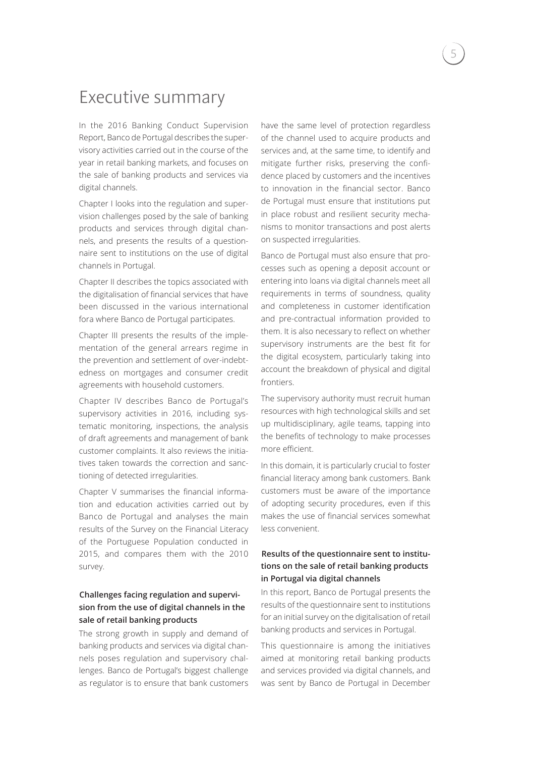# Executive summary

In the 2016 Banking Conduct Supervision Report, Banco de Portugal describes the supervisory activities carried out in the course of the year in retail banking markets, and focuses on the sale of banking products and services via digital channels.

Chapter I looks into the regulation and supervision challenges posed by the sale of banking products and services through digital channels, and presents the results of a questionnaire sent to institutions on the use of digital channels in Portugal.

Chapter II describes the topics associated with the digitalisation of financial services that have been discussed in the various international fora where Banco de Portugal participates.

Chapter III presents the results of the implementation of the general arrears regime in the prevention and settlement of over-indebtedness on mortgages and consumer credit agreements with household customers.

Chapter IV describes Banco de Portugal's supervisory activities in 2016, including systematic monitoring, inspections, the analysis of draft agreements and management of bank customer complaints. It also reviews the initiatives taken towards the correction and sanctioning of detected irregularities.

Chapter V summarises the financial information and education activities carried out by Banco de Portugal and analyses the main results of the Survey on the Financial Literacy of the Portuguese Population conducted in 2015, and compares them with the 2010 survey.

### Challenges facing regulation and supervision from the use of digital channels in the sale of retail banking products

The strong growth in supply and demand of banking products and services via digital channels poses regulation and supervisory challenges. Banco de Portugal's biggest challenge as regulator is to ensure that bank customers have the same level of protection regardless of the channel used to acquire products and services and, at the same time, to identify and mitigate further risks, preserving the confidence placed by customers and the incentives to innovation in the financial sector. Banco de Portugal must ensure that institutions put in place robust and resilient security mechanisms to monitor transactions and post alerts on suspected irregularities.

Banco de Portugal must also ensure that processes such as opening a deposit account or entering into loans via digital channels meet all requirements in terms of soundness, quality and completeness in customer identification and pre-contractual information provided to them. It is also necessary to reflect on whether supervisory instruments are the best fit for the digital ecosystem, particularly taking into account the breakdown of physical and digital frontiers.

The supervisory authority must recruit human resources with high technological skills and set up multidisciplinary, agile teams, tapping into the benefits of technology to make processes more efficient.

In this domain, it is particularly crucial to foster financial literacy among bank customers. Bank customers must be aware of the importance of adopting security procedures, even if this makes the use of financial services somewhat less convenient.

### Results of the questionnaire sent to institutions on the sale of retail banking products in Portugal via digital channels

In this report, Banco de Portugal presents the results of the questionnaire sent to institutions for an initial survey on the digitalisation of retail banking products and services in Portugal.

This questionnaire is among the initiatives aimed at monitoring retail banking products and services provided via digital channels, and was sent by Banco de Portugal in December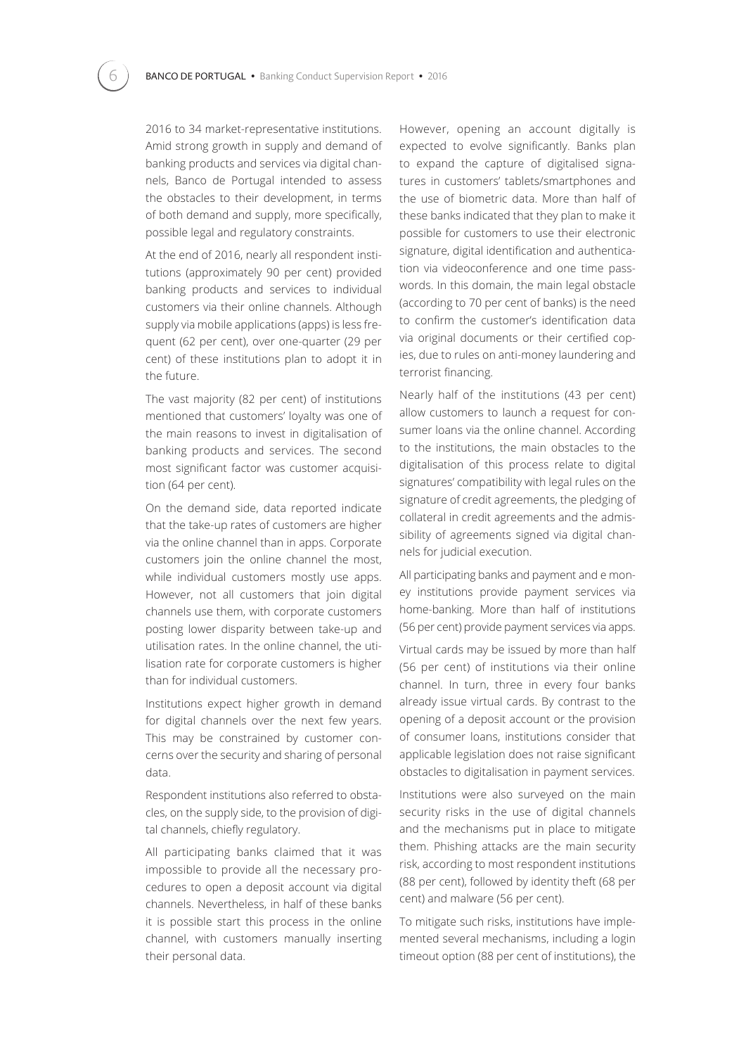2016 to 34 market-representative institutions. Amid strong growth in supply and demand of banking products and services via digital channels, Banco de Portugal intended to assess the obstacles to their development, in terms of both demand and supply, more specifically, possible legal and regulatory constraints.

At the end of 2016, nearly all respondent institutions (approximately 90 per cent) provided banking products and services to individual customers via their online channels. Although supply via mobile applications (apps) is less frequent (62 per cent), over one-quarter (29 per cent) of these institutions plan to adopt it in the future.

The vast majority (82 per cent) of institutions mentioned that customers' loyalty was one of the main reasons to invest in digitalisation of banking products and services. The second most significant factor was customer acquisition (64 per cent).

On the demand side, data reported indicate that the take-up rates of customers are higher via the online channel than in apps. Corporate customers join the online channel the most, while individual customers mostly use apps. However, not all customers that join digital channels use them, with corporate customers posting lower disparity between take-up and utilisation rates. In the online channel, the utilisation rate for corporate customers is higher than for individual customers.

Institutions expect higher growth in demand for digital channels over the next few years. This may be constrained by customer concerns over the security and sharing of personal data.

Respondent institutions also referred to obstacles, on the supply side, to the provision of digital channels, chiefly regulatory.

All participating banks claimed that it was impossible to provide all the necessary procedures to open a deposit account via digital channels. Nevertheless, in half of these banks it is possible start this process in the online channel, with customers manually inserting their personal data.

However, opening an account digitally is expected to evolve significantly. Banks plan to expand the capture of digitalised signatures in customers' tablets/smartphones and the use of biometric data. More than half of these banks indicated that they plan to make it possible for customers to use their electronic signature, digital identification and authentication via videoconference and one time passwords. In this domain, the main legal obstacle (according to 70 per cent of banks) is the need to confirm the customer's identification data via original documents or their certified copies, due to rules on anti-money laundering and terrorist financing.

Nearly half of the institutions (43 per cent) allow customers to launch a request for consumer loans via the online channel. According to the institutions, the main obstacles to the digitalisation of this process relate to digital signatures' compatibility with legal rules on the signature of credit agreements, the pledging of collateral in credit agreements and the admissibility of agreements signed via digital channels for judicial execution.

All participating banks and payment and e money institutions provide payment services via home-banking. More than half of institutions (56 per cent) provide payment services via apps.

Virtual cards may be issued by more than half (56 per cent) of institutions via their online channel. In turn, three in every four banks already issue virtual cards. By contrast to the opening of a deposit account or the provision of consumer loans, institutions consider that applicable legislation does not raise significant obstacles to digitalisation in payment services.

Institutions were also surveyed on the main security risks in the use of digital channels and the mechanisms put in place to mitigate them. Phishing attacks are the main security risk, according to most respondent institutions (88 per cent), followed by identity theft (68 per cent) and malware (56 per cent).

To mitigate such risks, institutions have implemented several mechanisms, including a login timeout option (88 per cent of institutions), the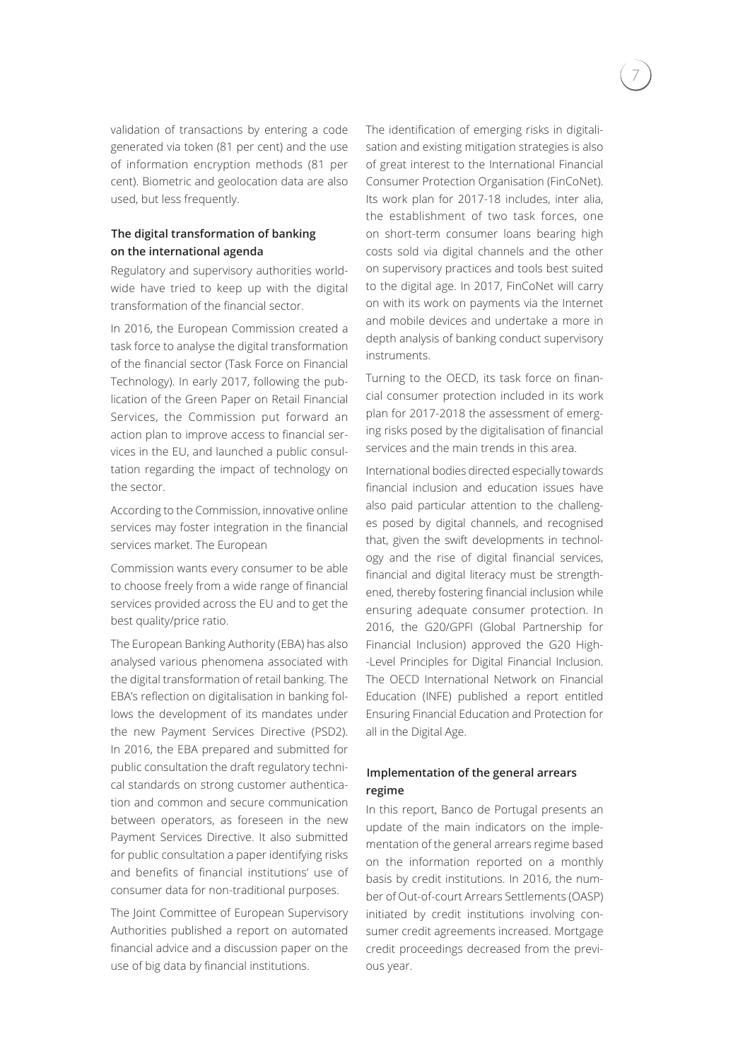validation of transactions by entering a code generated via token (81 per cent) and the use of information encryption methods (81 per cent). Biometric and geolocation data are also used, but less frequently.

### The digital transformation of banking on the international agenda

Regulatory and supervisory authorities worldwide have tried to keep up with the digital transformation of the financial sector.

In 2016, the European Commission created a task force to analyse the digital transformation of the financial sector (Task Force on Financial Technology). In early 2017, following the publication of the Green Paper on Retail Financial Services, the Commission put forward an action plan to improve access to financial services in the EU, and launched a public consultation regarding the impact of technology on the sector.

According to the Commission, innovative online services may foster integration in the financial services market. The European

Commission wants every consumer to be able to choose freely from a wide range of financial services provided across the EU and to get the best quality/price ratio.

The European Banking Authority (EBA) has also analysed various phenomena associated with the digital transformation of retail banking. The EBA's reflection on digitalisation in banking follows the development of its mandates under the new Payment Services Directive (PSD2). In 2016, the EBA prepared and submitted for public consultation the draft regulatory technical standards on strong customer authentication and common and secure communication between operators, as foreseen in the new Payment Services Directive. It also submitted for public consultation a paper identifying risks and benefits of financial institutions' use of consumer data for non-traditional purposes.

The Joint Committee of European Supervisory Authorities published a report on automated financial advice and a discussion paper on the use of big data by financial institutions.

The identification of emerging risks in digitalisation and existing mitigation strategies is also of great interest to the International Financial Consumer Protection Organisation (FinCoNet). Its work plan for 2017-18 includes, inter alia, the establishment of two task forces, one on short-term consumer loans bearing high costs sold via digital channels and the other on supervisory practices and tools best suited to the digital age. In 2017, FinCoNet will carry on with its work on payments via the Internet and mobile devices and undertake a more in depth analysis of banking conduct supervisory instruments.

Turning to the OECD, its task force on financial consumer protection included in its work plan for 2017-2018 the assessment of emerging risks posed by the digitalisation of financial services and the main trends in this area.

International bodies directed especially towards financial inclusion and education issues have also paid particular attention to the challenges posed by digital channels, and recognised that, given the swift developments in technology and the rise of digital financial services, financial and digital literacy must be strengthened, thereby fostering financial inclusion while ensuring adequate consumer protection. In 2016, the G20/GPFI (Global Partnership for Financial Inclusion) approved the G20 High-Level Principles for Digital Financial Inclusion. The OECD International Network on Financial Education (INFE) published a report entitled Ensuring Financial Education and Protection for all in the Digital Age.

### Implementation of the general arrears regime

In this report, Banco de Portugal presents an update of the main indicators on the implementation of the general arrears regime based on the information reported on a monthly basis by credit institutions. In 2016, the number of Out-of-court Arrears Settlements (OASP) initiated by credit institutions involving consumer credit agreements increased. Mortgage credit proceedings decreased from the previous year.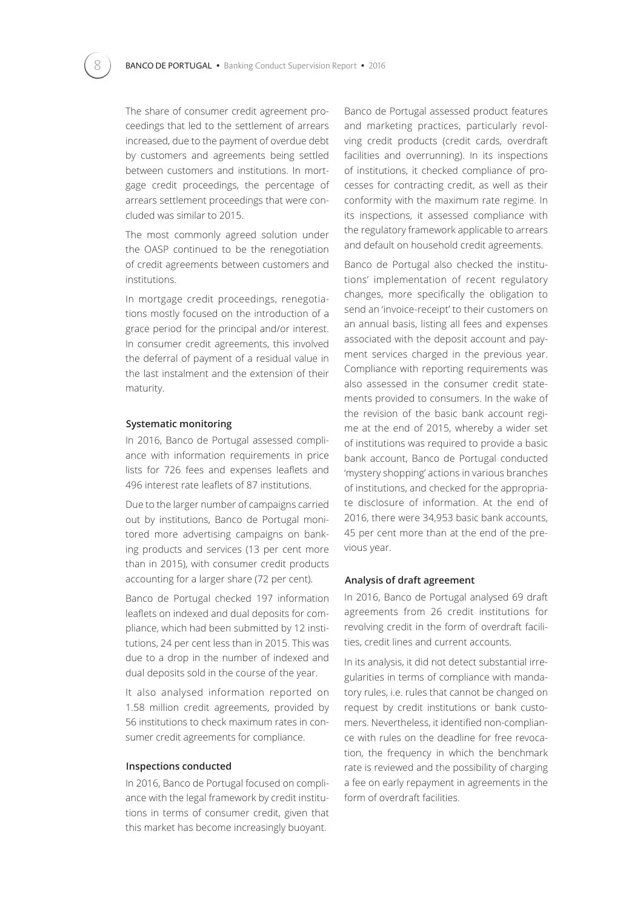The share of consumer credit agreement proceedings that led to the settlement of arrears increased, due to the payment of overdue debt by customers and agreements being settled between customers and institutions. In mortgage credit proceedings, the percentage of arrears settlement proceedings that were concluded was similar to 2015.

The most commonly agreed solution under the OASP continued to be the renegotiation of credit agreements between customers and institutions.

In mortgage credit proceedings, renegotiations mostly focused on the introduction of a grace period for the principal and/or interest. In consumer credit agreements, this involved the deferral of payment of a residual value in the last instalment and the extension of their maturity.

### Systematic monitoring

In 2016, Banco de Portugal assessed compliance with information requirements in price lists for 726 fees and expenses leaflets and 496 interest rate leaflets of 87 institutions.

Due to the larger number of campaigns carried out by institutions, Banco de Portugal monitored more advertising campaigns on banking products and services (13 per cent more than in 2015), with consumer credit products accounting for a larger share (72 per cent).

Banco de Portugal checked 197 information leaflets on indexed and dual deposits for compliance, which had been submitted by 12 institutions, 24 per cent less than in 2015. This was due to a drop in the number of indexed and dual deposits sold in the course of the year.

It also analysed information reported on 1.58 million credit agreements, provided by 56 institutions to check maximum rates in consumer credit agreements for compliance.

### Inspections conducted

In 2016, Banco de Portugal focused on compliance with the legal framework by credit institutions in terms of consumer credit, given that this market has become increasingly buoyant.

Banco de Portugal assessed product features and marketing practices, particularly revolving credit products (credit cards, overdraft facilities and overrunning). In its inspections of institutions, it checked compliance of processes for contracting credit, as well as their conformity with the maximum rate regime. In its inspections, it assessed compliance with the regulatory framework applicable to arrears and default on household credit agreements.

Banco de Portugal also checked the institutions' implementation of recent regulatory changes, more specifically the obligation to send an 'invoice-receipt' to their customers on an annual basis, listing all fees and expenses associated with the deposit account and payment services charged in the previous year. Compliance with reporting requirements was also assessed in the consumer credit statements provided to consumers. In the wake of the revision of the basic bank account regime at the end of 2015, whereby a wider set of institutions was required to provide a basic bank account, Banco de Portugal conducted 'mystery shopping' actions in various branches of institutions, and checked for the appropriate disclosure of information. At the end of 2016, there were 34,953 basic bank accounts, 45 per cent more than at the end of the previous year.

### Analysis of draft agreement

In 2016, Banco de Portugal analysed 69 draft agreements from 26 credit institutions for revolving credit in the form of overdraft facilities, credit lines and current accounts.

In its analysis, it did not detect substantial irregularities in terms of compliance with mandatory rules, i.e. rules that cannot be changed on request by credit institutions or bank customers. Nevertheless, it identified non-compliance with rules on the deadline for free revocation, the frequency in which the benchmark rate is reviewed and the possibility of charging a fee on early repayment in agreements in the form of overdraft facilities.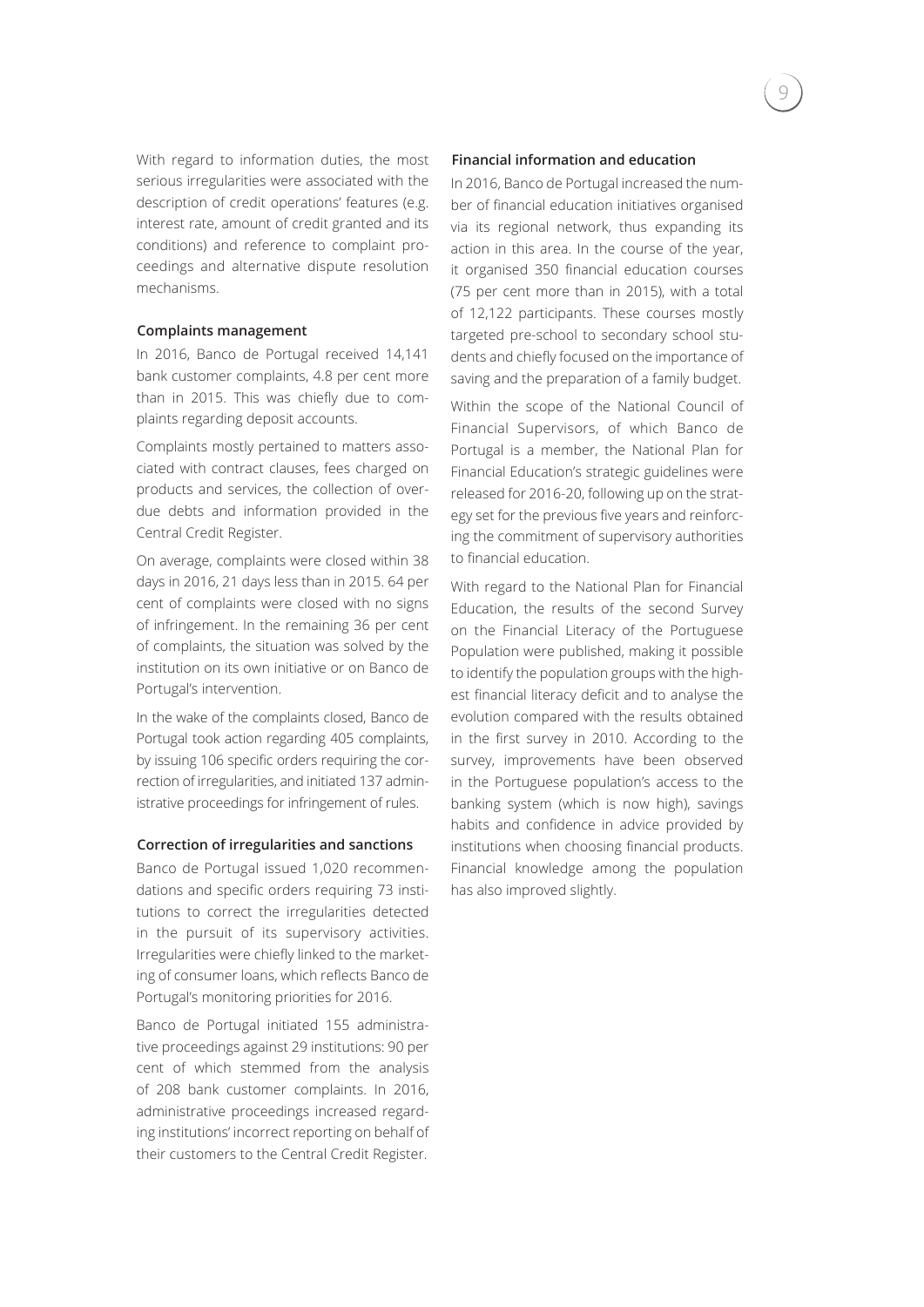With regard to information duties, the most serious irregularities were associated with the description of credit operations' features (e.g. interest rate, amount of credit granted and its conditions) and reference to complaint proceedings and alternative dispute resolution mechanisms.

### Complaints management

In 2016, Banco de Portugal received 14,141 bank customer complaints, 4.8 per cent more than in 2015. This was chiefly due to complaints regarding deposit accounts.

Complaints mostly pertained to matters associated with contract clauses, fees charged on products and services, the collection of overdue debts and information provided in the Central Credit Register.

On average, complaints were closed within 38 days in 2016, 21 days less than in 2015. 64 per cent of complaints were closed with no signs of infringement. In the remaining 36 per cent of complaints, the situation was solved by the institution on its own initiative or on Banco de Portugal's intervention.

In the wake of the complaints closed, Banco de Portugal took action regarding 405 complaints, by issuing 106 specific orders requiring the correction of irregularities, and initiated 137 administrative proceedings for infringement of rules.

### Correction of irregularities and sanctions

Banco de Portugal issued 1,020 recommendations and specific orders requiring 73 institutions to correct the irregularities detected in the pursuit of its supervisory activities. Irregularities were chiefly linked to the marketing of consumer loans, which reflects Banco de Portugal's monitoring priorities for 2016.

Banco de Portugal initiated 155 administrative proceedings against 29 institutions: 90 per cent of which stemmed from the analysis of 208 bank customer complaints. In 2016, administrative proceedings increased regarding institutions' incorrect reporting on behalf of their customers to the Central Credit Register.

### Financial information and education

In 2016, Banco de Portugal increased the number of financial education initiatives organised via its regional network, thus expanding its action in this area. In the course of the year, it organised 350 financial education courses (75 per cent more than in 2015), with a total of 12,122 participants. These courses mostly targeted pre-school to secondary school students and chiefly focused on the importance of saving and the preparation of a family budget.

Within the scope of the National Council of Financial Supervisors, of which Banco de Portugal is a member, the National Plan for Financial Education's strategic guidelines were released for 2016-20, following up on the strategy set for the previous five years and reinforcing the commitment of supervisory authorities to financial education.

With regard to the National Plan for Financial Education, the results of the second Survey on the Financial Literacy of the Portuguese Population were published, making it possible to identify the population groups with the highest financial literacy deficit and to analyse the evolution compared with the results obtained in the first survey in 2010. According to the survey, improvements have been observed in the Portuguese population's access to the banking system (which is now high), savings habits and confidence in advice provided by institutions when choosing financial products. Financial knowledge among the population has also improved slightly.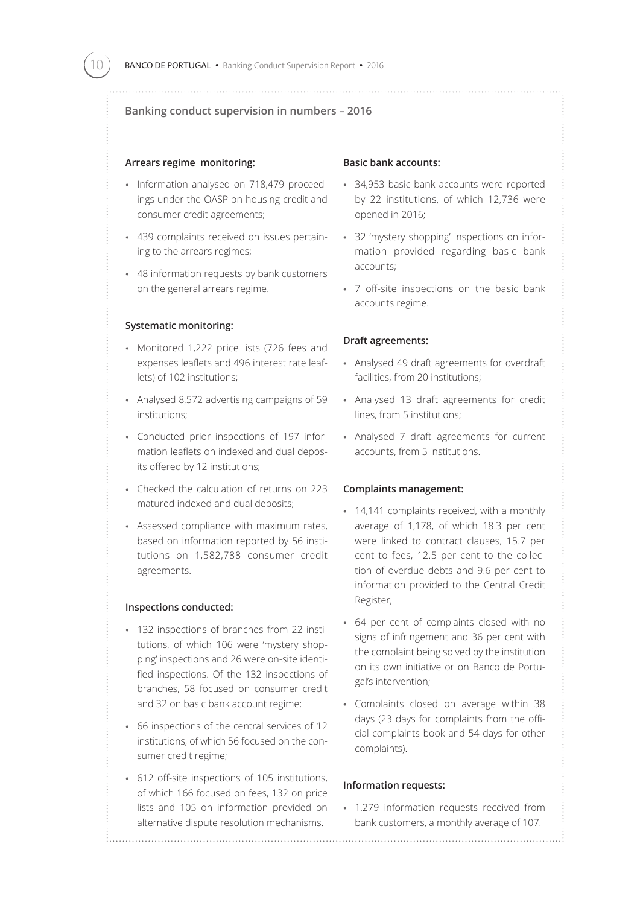## Banking conduct supervision in numbers – 2016

### Arrears regime monitoring:

- Information analysed on 718,479 proceedings under the OASP on housing credit and consumer credit agreements;
- 439 complaints received on issues pertaining to the arrears regimes;
- 48 information requests by bank customers on the general arrears regime.

### Systematic monitoring:

- Monitored 1,222 price lists (726 fees and expenses leaflets and 496 interest rate leaflets) of 102 institutions;
- Analysed 8,572 advertising campaigns of 59 institutions;
- Conducted prior inspections of 197 information leaflets on indexed and dual deposits offered by 12 institutions;
- Checked the calculation of returns on 223 matured indexed and dual deposits;
- Assessed compliance with maximum rates, based on information reported by 56 institutions on 1,582,788 consumer credit agreements.

### Inspections conducted:

- 132 inspections of branches from 22 institutions, of which 106 were 'mystery shopping' inspections and 26 were on-site identified inspections. Of the 132 inspections of branches, 58 focused on consumer credit and 32 on basic bank account regime;
- 66 inspections of the central services of 12 institutions, of which 56 focused on the consumer credit regime;
- 612 off-site inspections of 105 institutions, of which 166 focused on fees, 132 on price lists and 105 on information provided on alternative dispute resolution mechanisms.

### Basic bank accounts:

- 34,953 basic bank accounts were reported by 22 institutions, of which 12,736 were opened in 2016;
- 32 'mystery shopping' inspections on information provided regarding basic bank accounts;
- 7 off-site inspections on the basic bank accounts regime.

### Draft agreements:

- Analysed 49 draft agreements for overdraft facilities, from 20 institutions;
- Analysed 13 draft agreements for credit lines, from 5 institutions;
- Analysed 7 draft agreements for current accounts, from 5 institutions.

### Complaints management:

- 14,141 complaints received, with a monthly average of 1,178, of which 18.3 per cent were linked to contract clauses, 15.7 per cent to fees, 12.5 per cent to the collection of overdue debts and 9.6 per cent to information provided to the Central Credit Register;
- 64 per cent of complaints closed with no signs of infringement and 36 per cent with the complaint being solved by the institution on its own initiative or on Banco de Portugal's intervention;
- Complaints closed on average within 38 days (23 days for complaints from the official complaints book and 54 days for other complaints).

### Information requests:

- 1,279 information requests received from bank customers, a monthly average of 107.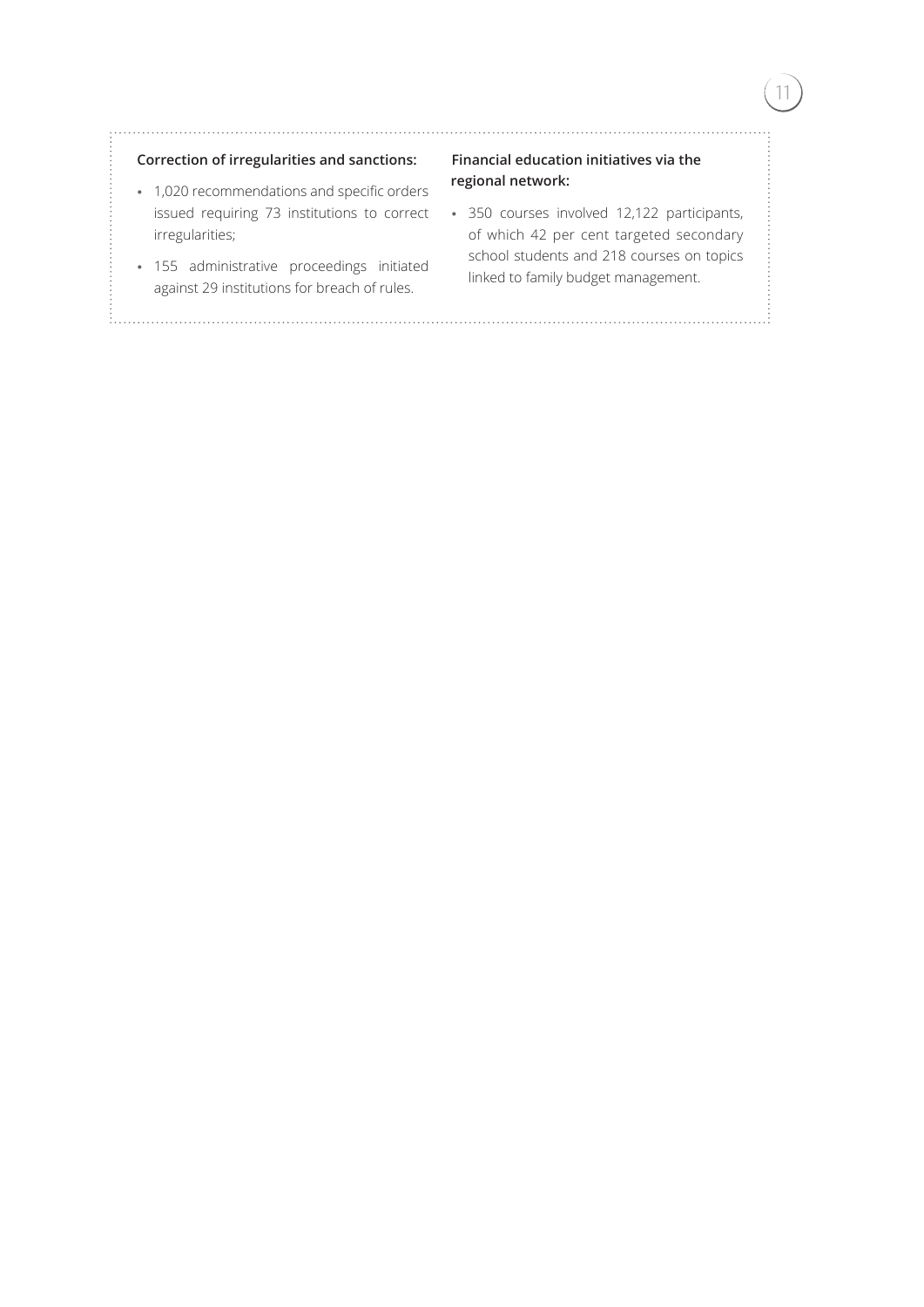**Correction of irregularities and sanctions:**

- 1,020 recommendations and specific orders issued requiring 73 institutions to correct irregularities;
- 155 administrative proceedings initiated against 29 institutions for breach of rules.

**Financial education initiatives via the regional network:**

- 350 courses involved 12,122 participants, of which 42 per cent targeted secondary school students and 218 courses on topics linked to family budget management.